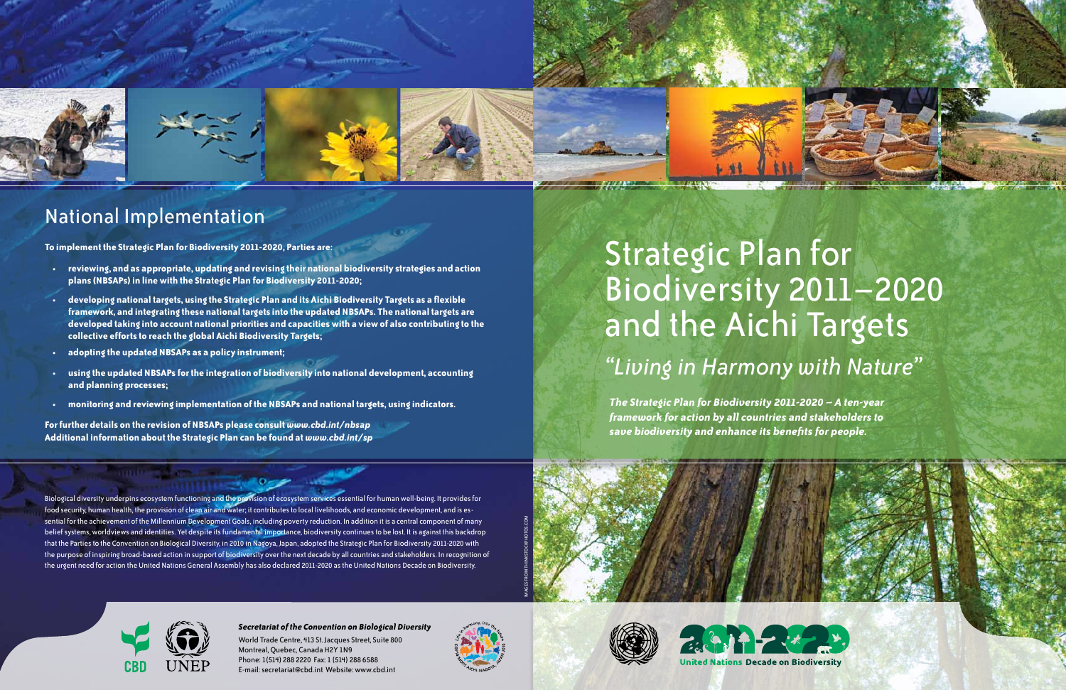## National Implementation

**To implement the Strategic Plan for Biodiversity 2011-2020, Parties are:**

- **reviewing, and as appropriate, updating and revising their national biodiversity strategies and action plans (NBSAPs) in line with the Strategic Plan for Biodiversity 2011-2020;**
- **developing national targets, using the Strategic Plan and its Aichi Biodiversity Targets as a flexible framework, and integrating these national targets into the updated NBSAPs. The national targets are developed taking into account national priorities and capacities with a view of also contributing to the collective efforts to reach the global Aichi Biodiversity Targets;**
- **adopting the updated NBSAPs as a policy instrument;**
- **using the updated NBSAPs for the integration of biodiversity into national development, accounting and planning processes;**
- **monitoring and reviewing implementation of the NBSAPs and national targets, using indicators.**

**For further details on the revision of NBSAPs please consult *www.cbd.int/nbsap***
**Additional information about the Strategic Plan can be found at *www.cbd.int/sp***

Biological diversity underpins ecosystem functioning and the provision of ecosystem services essential for human well-being. It provides for food security, human health, the provision of clean air and water; it contributes to local livelihoods, and economic development, and is essential for the achievement of the Millennium Development Goals, including poverty reduction. In addition it is a central component of many belief systems, worldviews and identities. Yet despite its fundamental importance, biodiversity continues to be lost. It is against this backdrop that the Parties to the Convention on Biological Diversity, in 2010 in Nagoya, Japan, adopted the Strategic Plan for Biodiversity 2011-2020 with the purpose of inspiring broad-based action in support of biodiversity over the next decade by all countries and stakeholders. In recognition of the urgent need for action the United Nations General Assembly has also declared 2011-2020 as the United Nations Decade on Biodiversity.

IMAGES FROM THINKSTOCKPHOTOS.COM

CBD UNEP

***Secretariat of the Convention on Biological Diversity***
World Trade Centre, 413 St. Jacques Street, Suite 800
Montreal, Quebec, Canada H2Y 1N9
Phone: 1 (514) 288 2220 Fax: 1 (514) 288 6588
E-mail: secretariat@cbd.int Website: www.cbd.int

# Strategic Plan for Biodiversity 2011–2020 and the Aichi Targets

## *"Living in Harmony with Nature"*

***The Strategic Plan for Biodiversity 2011-2020 – A ten-year framework for action by all countries and stakeholders to save biodiversity and enhance its benefits for people.***

2011-2020 United Nations Decade on Biodiversity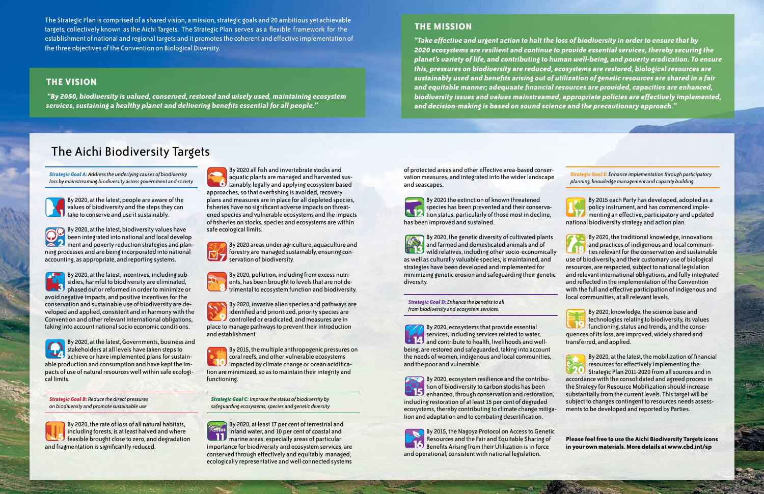The Strategic Plan is comprised of a shared vision, a mission, strategic goals and 20 ambitious yet achievable targets, collectively known as the Aichi Targets. The Strategic Plan serves as a flexible framework for the establishment of national and regional targets and it promotes the coherent and effective implementation of the three objectives of the Convention on Biological Diversity.

## THE VISION

***"By 2050, biodiversity is valued, conserved, restored and wisely used, maintaining ecosystem services, sustaining a healthy planet and delivering benefits essential for all people."***

## THE MISSION

***"Take effective and urgent action to halt the loss of biodiversity in order to ensure that by 2020 ecosystems are resilient and continue to provide essential services, thereby securing the planet's variety of life, and contributing to human well-being, and poverty eradication. To ensure this, pressures on biodiversity are reduced, ecosystems are restored, biological resources are sustainably used and benefits arising out of utilization of genetic resources are shared in a fair and equitable manner; adequate financial resources are provided, capacities are enhanced, biodiversity issues and values mainstreamed, appropriate policies are effectively implemented, and decision-making is based on sound science and the precautionary approach."***

# The Aichi Biodiversity Targets

***Strategic Goal A:** Address the underlying causes of biodiversity loss by mainstreaming biodiversity across government and society*

1. By 2020, at the latest, people are aware of the values of biodiversity and the steps they can take to conserve and use it sustainably.

2. By 2020, at the latest, biodiversity values have been integrated into national and local development and poverty reduction strategies and planning processes and are being incorporated into national accounting, as appropriate, and reporting systems.

3. By 2020, at the latest, incentives, including subsidies, harmful to biodiversity are eliminated, phased out or reformed in order to minimize or avoid negative impacts, and positive incentives for the conservation and sustainable use of biodiversity are developed and applied, consistent and in harmony with the Convention and other relevant international obligations, taking into account national socio economic conditions.

4. By 2020, at the latest, Governments, business and stakeholders at all levels have taken steps to achieve or have implemented plans for sustainable production and consumption and have kept the impacts of use of natural resources well within safe ecological limits.

***Strategic Goal B:** Reduce the direct pressures on biodiversity and promote sustainable use*

5. By 2020, the rate of loss of all natural habitats, including forests, is at least halved and where feasible brought close to zero, and degradation and fragmentation is significantly reduced.

6. By 2020 all fish and invertebrate stocks and aquatic plants are managed and harvested sustainably, legally and applying ecosystem based approaches, so that overfishing is avoided, recovery plans and measures are in place for all depleted species, fisheries have no significant adverse impacts on threatened species and vulnerable ecosystems and the impacts of fisheries on stocks, species and ecosystems are within safe ecological limits.

7. By 2020 areas under agriculture, aquaculture and forestry are managed sustainably, ensuring conservation of biodiversity.

8. By 2020, pollution, including from excess nutrients, has been brought to levels that are not detrimental to ecosystem function and biodiversity.

9. By 2020, invasive alien species and pathways are identified and prioritized, priority species are controlled or eradicated, and measures are in place to manage pathways to prevent their introduction and establishment.

10. By 2015, the multiple anthropogenic pressures on coral reefs, and other vulnerable ecosystems impacted by climate change or ocean acidification are minimized, so as to maintain their integrity and functioning.

***Strategic Goal C:** Improve the status of biodiversity by safeguarding ecosystems, species and genetic diversity*

11. By 2020, at least 17 per cent of terrestrial and inland water, and 10 per cent of coastal and marine areas, especially areas of particular importance for biodiversity and ecosystem services, are conserved through effectively and equitably managed, ecologically representative and well connected systems of protected areas and other effective area-based conservation measures, and integrated into the wider landscape and seascapes.

12. By 2020 the extinction of known threatened species has been prevented and their conservation status, particularly of those most in decline, has been improved and sustained.

13. By 2020, the genetic diversity of cultivated plants and farmed and domesticated animals and of wild relatives, including other socio-economically as well as culturally valuable species, is maintained, and strategies have been developed and implemented for minimizing genetic erosion and safeguarding their genetic diversity.

***Strategic Goal D:** Enhance the benefits to all from biodiversity and ecosystem services.*

14. By 2020, ecosystems that provide essential services, including services related to water, and contribute to health, livelihoods and well-being, are restored and safeguarded, taking into account the needs of women, indigenous and local communities, and the poor and vulnerable.

15. By 2020, ecosystem resilience and the contribution of biodiversity to carbon stocks has been enhanced, through conservation and restoration, including restoration of at least 15 per cent of degraded ecosystems, thereby contributing to climate change mitigation and adaptation and to combating desertification.

16. By 2015, the Nagoya Protocol on Access to Genetic Resources and the Fair and Equitable Sharing of Benefits Arising from their Utilization is in force and operational, consistent with national legislation.

***Strategic Goal E:** Enhance implementation through participatory planning, knowledge management and capacity building*

17. By 2015 each Party has developed, adopted as a policy instrument, and has commenced implementing an effective, participatory and updated national biodiversity strategy and action plan.

18. By 2020, the traditional knowledge, innovations and practices of indigenous and local communities relevant for the conservation and sustainable use of biodiversity, and their customary use of biological resources, are respected, subject to national legislation and relevant international obligations, and fully integrated and reflected in the implementation of the Convention with the full and effective participation of indigenous and local communities, at all relevant levels.

19. By 2020, knowledge, the science base and technologies relating to biodiversity, its values functioning, status and trends, and the consequences of its loss, are improved, widely shared and transferred, and applied.

20. By 2020, at the latest, the mobilization of financial resources for effectively implementing the Strategic Plan 2011-2020 from all sources and in accordance with the consolidated and agreed process in the Strategy for Resource Mobilization should increase substantially from the current levels. This target will be subject to changes contingent to resources needs assessments to be developed and reported by Parties.

**Please feel free to use the Aichi Biodiversity Targets icons in your own materials. More details at www.cbd.int/sp**